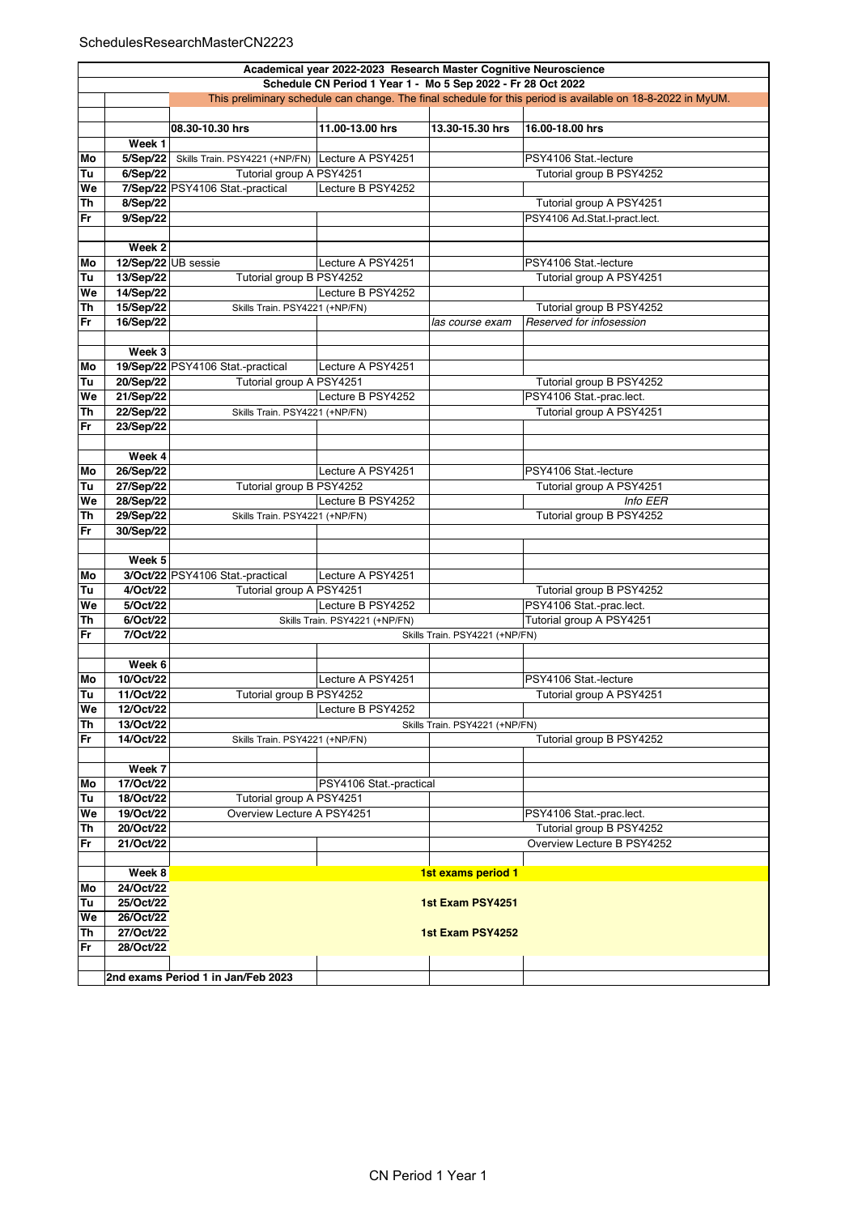SchedulesResearchMasterCN2223

| | | | | | |
|---|---|---|---|---|---|
| **Academical year 2022-2023 Research Master Cognitive Neuroscience** | | | | | |
| **Schedule CN Period 1 Year 1 - Mo 5 Sep 2022 - Fr 28 Oct 2022** | | | | | |
| | | This preliminary schedule can change. The final schedule for this period is available on 18-8-2022 in MyUM. | | | |
| | | **08.30-10.30 hrs** | **11.00-13.00 hrs** | **13.30-15.30 hrs** | **16.00-18.00 hrs** |
| | **Week 1** | | | | |
| **Mo** | **5/Sep/22** | Skills Train. PSY4221 (+NP/FN) | Lecture A PSY4251 | | PSY4106 Stat.-lecture |
| **Tu** | **6/Sep/22** | Tutorial group A PSY4251 | | | Tutorial group B PSY4252 |
| **We** | **7/Sep/22** | PSY4106 Stat.-practical | Lecture B PSY4252 | | |
| **Th** | **8/Sep/22** | | | | Tutorial group A PSY4251 |
| **Fr** | **9/Sep/22** | | | | PSY4106 Ad.Stat.I-pract.lect. |
| | **Week 2** | | | | |
| **Mo** | **12/Sep/22** | UB sessie | Lecture A PSY4251 | | PSY4106 Stat.-lecture |
| **Tu** | **13/Sep/22** | Tutorial group B PSY4252 | | | Tutorial group A PSY4251 |
| **We** | **14/Sep/22** | | Lecture B PSY4252 | | |
| **Th** | **15/Sep/22** | Skills Train. PSY4221 (+NP/FN) | | | Tutorial group B PSY4252 |
| **Fr** | **16/Sep/22** | | | *las course exam* | *Reserved for infosession* |
| | **Week 3** | | | | |
| **Mo** | **19/Sep/22** | PSY4106 Stat.-practical | Lecture A PSY4251 | | |
| **Tu** | **20/Sep/22** | Tutorial group A PSY4251 | | | Tutorial group B PSY4252 |
| **We** | **21/Sep/22** | | Lecture B PSY4252 | | PSY4106 Stat.-prac.lect. |
| **Th** | **22/Sep/22** | Skills Train. PSY4221 (+NP/FN) | | | Tutorial group A PSY4251 |
| **Fr** | **23/Sep/22** | | | | |
| | **Week 4** | | | | |
| **Mo** | **26/Sep/22** | | Lecture A PSY4251 | | PSY4106 Stat.-lecture |
| **Tu** | **27/Sep/22** | Tutorial group B PSY4252 | | | Tutorial group A PSY4251 |
| **We** | **28/Sep/22** | | Lecture B PSY4252 | | *Info EER* |
| **Th** | **29/Sep/22** | Skills Train. PSY4221 (+NP/FN) | | | Tutorial group B PSY4252 |
| **Fr** | **30/Sep/22** | | | | |
| | **Week 5** | | | | |
| **Mo** | **3/Oct/22** | PSY4106 Stat.-practical | Lecture A PSY4251 | | |
| **Tu** | **4/Oct/22** | Tutorial group A PSY4251 | | | Tutorial group B PSY4252 |
| **We** | **5/Oct/22** | | Lecture B PSY4252 | | PSY4106 Stat.-prac.lect. |
| **Th** | **6/Oct/22** | Skills Train. PSY4221 (+NP/FN) | | | Tutorial group A PSY4251 |
| **Fr** | **7/Oct/22** | Skills Train. PSY4221 (+NP/FN) | | | |
| | **Week 6** | | | | |
| **Mo** | **10/Oct/22** | | Lecture A PSY4251 | | PSY4106 Stat.-lecture |
| **Tu** | **11/Oct/22** | Tutorial group B PSY4252 | | | Tutorial group A PSY4251 |
| **We** | **12/Oct/22** | | Lecture B PSY4252 | | |
| **Th** | **13/Oct/22** | Skills Train. PSY4221 (+NP/FN) | | | |
| **Fr** | **14/Oct/22** | Skills Train. PSY4221 (+NP/FN) | | | Tutorial group B PSY4252 |
| | **Week 7** | | | | |
| **Mo** | **17/Oct/22** | | PSY4106 Stat.-practical | | |
| **Tu** | **18/Oct/22** | Tutorial group A PSY4251 | | | |
| **We** | **19/Oct/22** | Overview Lecture A PSY4251 | | | PSY4106 Stat.-prac.lect. |
| **Th** | **20/Oct/22** | | | | Tutorial group B PSY4252 |
| **Fr** | **21/Oct/22** | | | | Overview Lecture B PSY4252 |
| | **Week 8** | **1st exams period 1** | | | |
| **Mo** | **24/Oct/22** | | | | |
| **Tu** | **25/Oct/22** | **1st Exam PSY4251** | | | |
| **We** | **26/Oct/22** | | | | |
| **Th** | **27/Oct/22** | **1st Exam PSY4252** | | | |
| **Fr** | **28/Oct/22** | | | | |
| | **2nd exams Period 1 in Jan/Feb 2023** | | | | |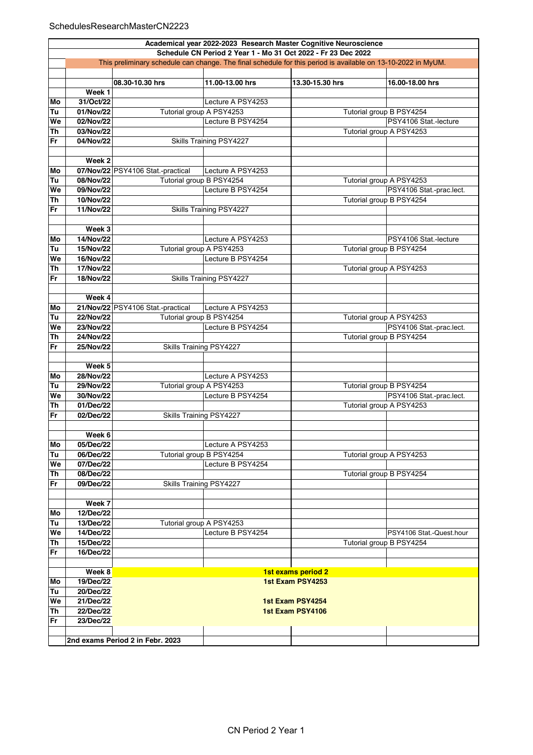SchedulesResearchMasterCN2223

| | | Academical year 2022-2023 Research Master Cognitive Neuroscience | | | |
|---|---|---|---|---|---|
| | | Schedule CN Period 2 Year 1 - Mo 31 Oct 2022 - Fr 23 Dec 2022 | | | |
| | | This preliminary schedule can change. The final schedule for this period is available on 13-10-2022 in MyUM. | | | |
| | | **08.30-10.30 hrs** | **11.00-13.00 hrs** | **13.30-15.30 hrs** | **16.00-18.00 hrs** |
| | **Week 1** | | | | |
| **Mo** | **31/Oct/22** | | Lecture A PSY4253 | | |
| **Tu** | **01/Nov/22** | Tutorial group A PSY4253 | | Tutorial group B PSY4254 | |
| **We** | **02/Nov/22** | | Lecture B PSY4254 | | PSY4106 Stat.-lecture |
| **Th** | **03/Nov/22** | | | Tutorial group A PSY4253 | |
| **Fr** | **04/Nov/22** | Skills Training PSY4227 | | | |
| | | | | | |
| | **Week 2** | | | | |
| **Mo** | **07/Nov/22** | PSY4106 Stat.-practical | Lecture A PSY4253 | | |
| **Tu** | **08/Nov/22** | Tutorial group B PSY4254 | | Tutorial group A PSY4253 | |
| **We** | **09/Nov/22** | | Lecture B PSY4254 | | PSY4106 Stat.-prac.lect. |
| **Th** | **10/Nov/22** | | | Tutorial group B PSY4254 | |
| **Fr** | **11/Nov/22** | Skills Training PSY4227 | | | |
| | | | | | |
| | **Week 3** | | | | |
| **Mo** | **14/Nov/22** | | Lecture A PSY4253 | | PSY4106 Stat.-lecture |
| **Tu** | **15/Nov/22** | Tutorial group A PSY4253 | | Tutorial group B PSY4254 | |
| **We** | **16/Nov/22** | | Lecture B PSY4254 | | |
| **Th** | **17/Nov/22** | | | Tutorial group A PSY4253 | |
| **Fr** | **18/Nov/22** | Skills Training PSY4227 | | | |
| | | | | | |
| | **Week 4** | | | | |
| **Mo** | **21/Nov/22** | PSY4106 Stat.-practical | Lecture A PSY4253 | | |
| **Tu** | **22/Nov/22** | Tutorial group B PSY4254 | | Tutorial group A PSY4253 | |
| **We** | **23/Nov/22** | | Lecture B PSY4254 | | PSY4106 Stat.-prac.lect. |
| **Th** | **24/Nov/22** | | | Tutorial group B PSY4254 | |
| **Fr** | **25/Nov/22** | Skills Training PSY4227 | | | |
| | | | | | |
| | **Week 5** | | | | |
| **Mo** | **28/Nov/22** | | Lecture A PSY4253 | | |
| **Tu** | **29/Nov/22** | Tutorial group A PSY4253 | | Tutorial group B PSY4254 | |
| **We** | **30/Nov/22** | | Lecture B PSY4254 | | PSY4106 Stat.-prac.lect. |
| **Th** | **01/Dec/22** | | | Tutorial group A PSY4253 | |
| **Fr** | **02/Dec/22** | Skills Training PSY4227 | | | |
| | | | | | |
| | **Week 6** | | | | |
| **Mo** | **05/Dec/22** | | Lecture A PSY4253 | | |
| **Tu** | **06/Dec/22** | Tutorial group B PSY4254 | | Tutorial group A PSY4253 | |
| **We** | **07/Dec/22** | | Lecture B PSY4254 | | |
| **Th** | **08/Dec/22** | | | Tutorial group B PSY4254 | |
| **Fr** | **09/Dec/22** | Skills Training PSY4227 | | | |
| | | | | | |
| | **Week 7** | | | | |
| **Mo** | **12/Dec/22** | | | | |
| **Tu** | **13/Dec/22** | Tutorial group A PSY4253 | | | |
| **We** | **14/Dec/22** | | Lecture B PSY4254 | | PSY4106 Stat.-Quest.hour |
| **Th** | **15/Dec/22** | | | Tutorial group B PSY4254 | |
| **Fr** | **16/Dec/22** | | | | |
| | | | | | |
| | **Week 8** | **1st exams period 2** | | | |
| **Mo** | **19/Dec/22** | **1st Exam PSY4253** | | | |
| **Tu** | **20/Dec/22** | | | | |
| **We** | **21/Dec/22** | **1st Exam PSY4254** | | | |
| **Th** | **22/Dec/22** | **1st Exam PSY4106** | | | |
| **Fr** | **23/Dec/22** | | | | |
| | | | | | |
| | **2nd exams Period 2 in Febr. 2023** | | | | |

CN Period 2 Year 1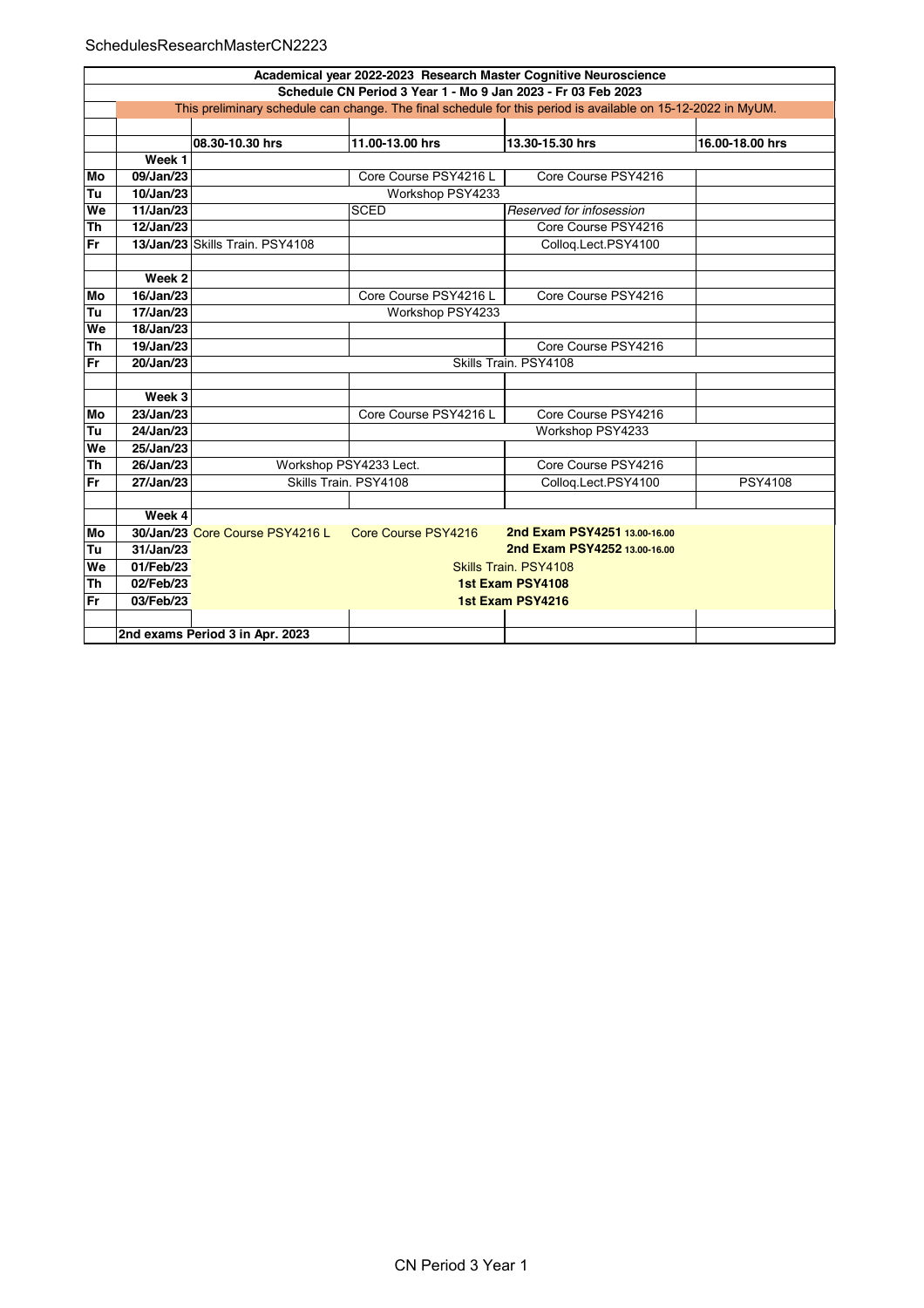| | | | | | |
|---|---|---|---|---|---|
| **Academical year 2022-2023 Research Master Cognitive Neuroscience** | | | | | |
| **Schedule CN Period 3 Year 1 - Mo 9 Jan 2023 - Fr 03 Feb 2023** | | | | | |
| | This preliminary schedule can change. The final schedule for this period is available on 15-12-2022 in MyUM. | | | | |
| | | | | | |
| | | **08.30-10.30 hrs** | **11.00-13.00 hrs** | **13.30-15.30 hrs** | **16.00-18.00 hrs** |
| | **Week 1** | | | | |
| **Mo** | **09/Jan/23** | | Core Course PSY4216 L | Core Course PSY4216 | |
| **Tu** | **10/Jan/23** | | Workshop PSY4233 | | |
| **We** | **11/Jan/23** | | SCED | *Reserved for infosession* | |
| **Th** | **12/Jan/23** | | | Core Course PSY4216 | |
| **Fr** | **13/Jan/23** | Skills Train. PSY4108 | | Colloq.Lect.PSY4100 | |
| | | | | | |
| | **Week 2** | | | | |
| **Mo** | **16/Jan/23** | | Core Course PSY4216 L | Core Course PSY4216 | |
| **Tu** | **17/Jan/23** | | Workshop PSY4233 | | |
| **We** | **18/Jan/23** | | | | |
| **Th** | **19/Jan/23** | | | Core Course PSY4216 | |
| **Fr** | **20/Jan/23** | | Skills Train. PSY4108 | | |
| | | | | | |
| | **Week 3** | | | | |
| **Mo** | **23/Jan/23** | | Core Course PSY4216 L | Core Course PSY4216 | |
| **Tu** | **24/Jan/23** | | | Workshop PSY4233 | |
| **We** | **25/Jan/23** | | | | |
| **Th** | **26/Jan/23** | Workshop PSY4233 Lect. | | Core Course PSY4216 | |
| **Fr** | **27/Jan/23** | Skills Train. PSY4108 | | Colloq.Lect.PSY4100 | PSY4108 |
| | | | | | |
| | **Week 4** | | | | |
| **Mo** | **30/Jan/23** | Core Course PSY4216 L | Core Course PSY4216 | **2nd Exam PSY4251 13.00-16.00** | |
| **Tu** | **31/Jan/23** | | | **2nd Exam PSY4252 13.00-16.00** | |
| **We** | **01/Feb/23** | | | Skills Train. PSY4108 | |
| **Th** | **02/Feb/23** | | | **1st Exam PSY4108** | |
| **Fr** | **03/Feb/23** | | | **1st Exam PSY4216** | |
| | | | | | |
| | **2nd exams Period 3 in Apr. 2023** | | | | |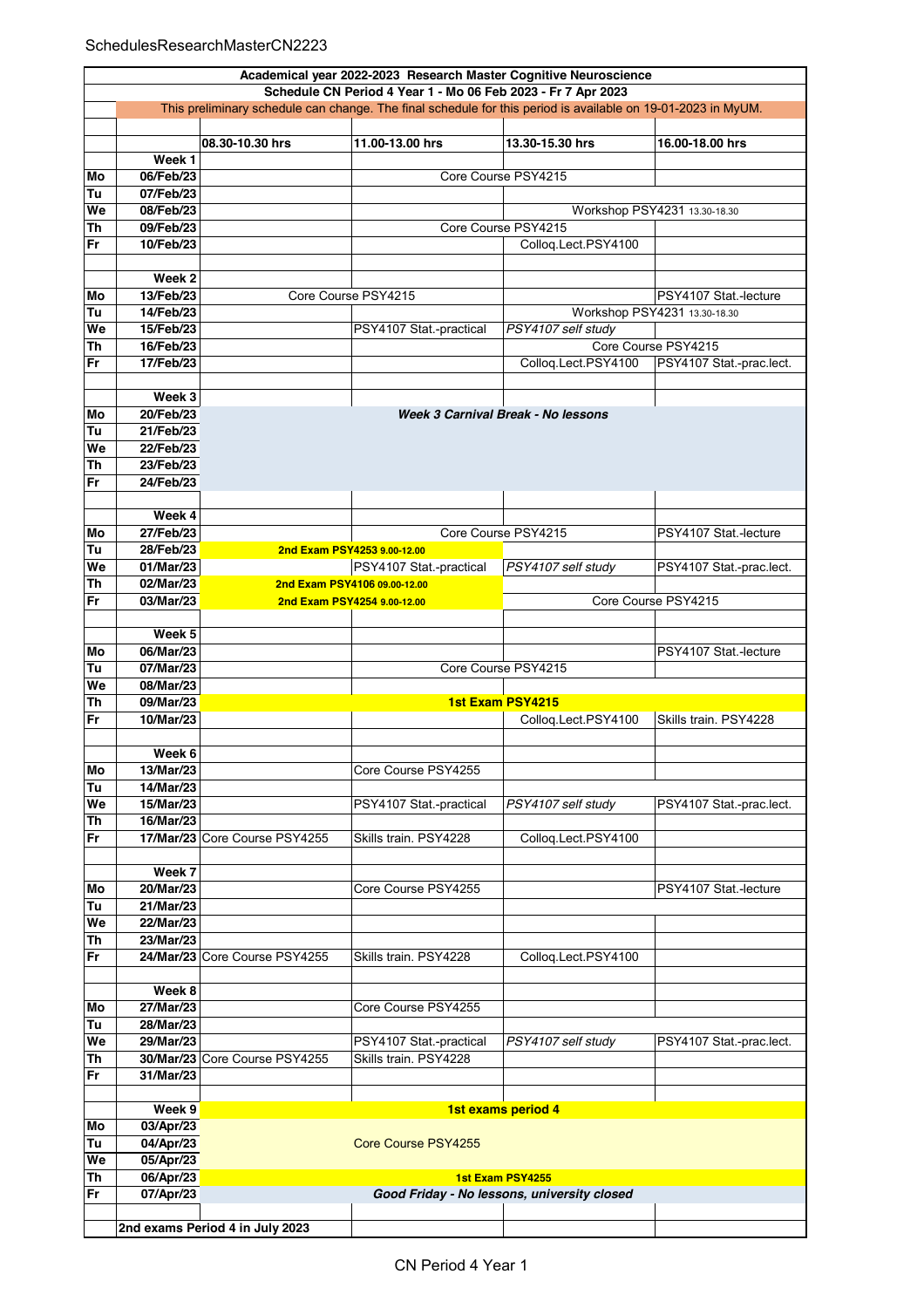| | | 08.30-10.30 hrs | 11.00-13.00 hrs | 13.30-15.30 hrs | 16.00-18.00 hrs |
|---|---|---|---|---|---|
| **Academical year 2022-2023 Research Master Cognitive Neuroscience** | | | | | |
| **Schedule CN Period 4 Year 1 - Mo 06 Feb 2023 - Fr 7 Apr 2023** | | | | | |
| This preliminary schedule can change. The final schedule for this period is available on 19-01-2023 in MyUM. | | | | | |
| | **Week 1** | | | | |
| **Mo** | **06/Feb/23** | | Core Course PSY4215 | Core Course PSY4215 | |
| **Tu** | **07/Feb/23** | | | | |
| **We** | **08/Feb/23** | | | Workshop PSY4231 13.30-18.30 | Workshop PSY4231 13.30-18.30 |
| **Th** | **09/Feb/23** | | Core Course PSY4215 | Core Course PSY4215 | |
| **Fr** | **10/Feb/23** | | | Colloq.Lect.PSY4100 | |
| | **Week 2** | | | | |
| **Mo** | **13/Feb/23** | Core Course PSY4215 | Core Course PSY4215 | | PSY4107 Stat.-lecture |
| **Tu** | **14/Feb/23** | | | Workshop PSY4231 13.30-18.30 | Workshop PSY4231 13.30-18.30 |
| **We** | **15/Feb/23** | | PSY4107 Stat.-practical | *PSY4107 self study* | |
| **Th** | **16/Feb/23** | | | Core Course PSY4215 | Core Course PSY4215 |
| **Fr** | **17/Feb/23** | | | Colloq.Lect.PSY4100 | PSY4107 Stat.-prac.lect. |
| | **Week 3** | | | | |
| **Mo** | **20/Feb/23** | ***Week 3 Carnival Break - No lessons*** | | | |
| **Tu** | **21/Feb/23** | | | | |
| **We** | **22/Feb/23** | | | | |
| **Th** | **23/Feb/23** | | | | |
| **Fr** | **24/Feb/23** | | | | |
| | **Week 4** | | | | |
| **Mo** | **27/Feb/23** | | Core Course PSY4215 | Core Course PSY4215 | PSY4107 Stat.-lecture |
| **Tu** | **28/Feb/23** | **2nd Exam PSY4253 9.00-12.00** | **2nd Exam PSY4253 9.00-12.00** | | |
| **We** | **01/Mar/23** | | PSY4107 Stat.-practical | *PSY4107 self study* | PSY4107 Stat.-prac.lect. |
| **Th** | **02/Mar/23** | **2nd Exam PSY4106 09.00-12.00** | **2nd Exam PSY4106 09.00-12.00** | | |
| **Fr** | **03/Mar/23** | **2nd Exam PSY4254 9.00-12.00** | **2nd Exam PSY4254 9.00-12.00** | Core Course PSY4215 | Core Course PSY4215 |
| | **Week 5** | | | | |
| **Mo** | **06/Mar/23** | | | | PSY4107 Stat.-lecture |
| **Tu** | **07/Mar/23** | | Core Course PSY4215 | Core Course PSY4215 | |
| **We** | **08/Mar/23** | | | | |
| **Th** | **09/Mar/23** | **1st Exam PSY4215** | **1st Exam PSY4215** | **1st Exam PSY4215** | **1st Exam PSY4215** |
| **Fr** | **10/Mar/23** | | | Colloq.Lect.PSY4100 | Skills train. PSY4228 |
| | **Week 6** | | | | |
| **Mo** | **13/Mar/23** | | Core Course PSY4255 | | |
| **Tu** | **14/Mar/23** | | | | |
| **We** | **15/Mar/23** | | PSY4107 Stat.-practical | *PSY4107 self study* | PSY4107 Stat.-prac.lect. |
| **Th** | **16/Mar/23** | | | | |
| **Fr** | **17/Mar/23** | Core Course PSY4255 | Skills train. PSY4228 | Colloq.Lect.PSY4100 | |
| | **Week 7** | | | | |
| **Mo** | **20/Mar/23** | | Core Course PSY4255 | | PSY4107 Stat.-lecture |
| **Tu** | **21/Mar/23** | | | | |
| **We** | **22/Mar/23** | | | | |
| **Th** | **23/Mar/23** | | | | |
| **Fr** | **24/Mar/23** | Core Course PSY4255 | Skills train. PSY4228 | Colloq.Lect.PSY4100 | |
| | **Week 8** | | | | |
| **Mo** | **27/Mar/23** | | Core Course PSY4255 | | |
| **Tu** | **28/Mar/23** | | | | |
| **We** | **29/Mar/23** | | PSY4107 Stat.-practical | *PSY4107 self study* | PSY4107 Stat.-prac.lect. |
| **Th** | **30/Mar/23** | Core Course PSY4255 | Skills train. PSY4228 | | |
| **Fr** | **31/Mar/23** | | | | |
| | **Week 9** | **1st exams period 4** | | | |
| **Mo** | **03/Apr/23** | Core Course PSY4255 | Core Course PSY4255 | Core Course PSY4255 | Core Course PSY4255 |
| **Tu** | **04/Apr/23** | Core Course PSY4255 | Core Course PSY4255 | Core Course PSY4255 | Core Course PSY4255 |
| **We** | **05/Apr/23** | Core Course PSY4255 | Core Course PSY4255 | Core Course PSY4255 | Core Course PSY4255 |
| **Th** | **06/Apr/23** | **1st Exam PSY4255** | **1st Exam PSY4255** | **1st Exam PSY4255** | **1st Exam PSY4255** |
| **Fr** | **07/Apr/23** | ***Good Friday - No lessons, university closed*** | | | |
| | **2nd exams Period 4 in July 2023** | | | | |

CN Period 4 Year 1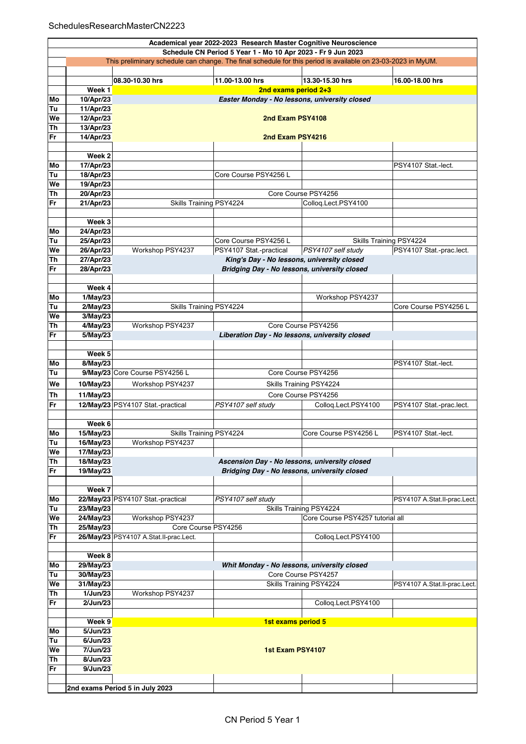SchedulesResearchMasterCN2223

| | | | | | |
|---|---|---|---|---|---|
| **Academical year 2022-2023 Research Master Cognitive Neuroscience** | | | | | |
| **Schedule CN Period 5 Year 1 - Mo 10 Apr 2023 - Fr 9 Jun 2023** | | | | | |
| This preliminary schedule can change. The final schedule for this period is available on 23-03-2023 in MyUM. | | | | | |
| | | **08.30-10.30 hrs** | **11.00-13.00 hrs** | **13.30-15.30 hrs** | **16.00-18.00 hrs** |
| | **Week 1** | **2nd exams period 2+3** | | | |
| **Mo** | **10/Apr/23** | ***Easter Monday - No lessons, university closed*** | | | |
| **Tu** | **11/Apr/23** | | | | |
| **We** | **12/Apr/23** | **2nd Exam PSY4108** | | | |
| **Th** | **13/Apr/23** | | | | |
| **Fr** | **14/Apr/23** | **2nd Exam PSY4216** | | | |
| | | | | | |
| | **Week 2** | | | | |
| **Mo** | **17/Apr/23** | | | | PSY4107 Stat.-lect. |
| **Tu** | **18/Apr/23** | | Core Course PSY4256 L | | |
| **We** | **19/Apr/23** | | | | |
| **Th** | **20/Apr/23** | | Core Course PSY4256 | | |
| **Fr** | **21/Apr/23** | Skills Training PSY4224 | | Colloq.Lect.PSY4100 | |
| | | | | | |
| | **Week 3** | | | | |
| **Mo** | **24/Apr/23** | | | | |
| **Tu** | **25/Apr/23** | | Core Course PSY4256 L | Skills Training PSY4224 | |
| **We** | **26/Apr/23** | Workshop PSY4237 | PSY4107 Stat.-practical | *PSY4107 self study* | PSY4107 Stat.-prac.lect. |
| **Th** | **27/Apr/23** | ***King's Day - No lessons, university closed*** | | | |
| **Fr** | **28/Apr/23** | ***Bridging Day - No lessons, university closed*** | | | |
| | | | | | |
| | **Week 4** | | | | |
| **Mo** | **1/May/23** | | | Workshop PSY4237 | |
| **Tu** | **2/May/23** | Skills Training PSY4224 | | | Core Course PSY4256 L |
| **We** | **3/May/23** | | | | |
| **Th** | **4/May/23** | Workshop PSY4237 | Core Course PSY4256 | | |
| **Fr** | **5/May/23** | ***Liberation Day - No lessons, university closed*** | | | |
| | | | | | |
| | **Week 5** | | | | |
| **Mo** | **8/May/23** | | | | PSY4107 Stat.-lect. |
| **Tu** | **9/May/23** | Core Course PSY4256 L | Core Course PSY4256 | | |
| **We** | **10/May/23** | Workshop PSY4237 | Skills Training PSY4224 | | |
| **Th** | **11/May/23** | | Core Course PSY4256 | | |
| **Fr** | **12/May/23** | PSY4107 Stat.-practical | *PSY4107 self study* | Colloq.Lect.PSY4100 | PSY4107 Stat.-prac.lect. |
| | | | | | |
| | **Week 6** | | | | |
| **Mo** | **15/May/23** | Skills Training PSY4224 | | Core Course PSY4256 L | PSY4107 Stat.-lect. |
| **Tu** | **16/May/23** | Workshop PSY4237 | | | |
| **We** | **17/May/23** | | | | |
| **Th** | **18/May/23** | ***Ascension Day - No lessons, university closed*** | | | |
| **Fr** | **19/May/23** | ***Bridging Day - No lessons, university closed*** | | | |
| | | | | | |
| | **Week 7** | | | | |
| **Mo** | **22/May/23** | PSY4107 Stat.-practical | *PSY4107 self study* | | PSY4107 A.Stat.II-prac.Lect. |
| **Tu** | **23/May/23** | | Skills Training PSY4224 | | |
| **We** | **24/May/23** | Workshop PSY4237 | | Core Course PSY4257 tutorial all | |
| **Th** | **25/May/23** | Core Course PSY4256 | | | |
| **Fr** | **26/May/23** | PSY4107 A.Stat.II-prac.Lect. | | Colloq.Lect.PSY4100 | |
| | | | | | |
| | **Week 8** | | | | |
| **Mo** | **29/May/23** | ***Whit Monday - No lessons, university closed*** | | | |
| **Tu** | **30/May/23** | | Core Course PSY4257 | | |
| **We** | **31/May/23** | | Skills Training PSY4224 | | PSY4107 A.Stat.II-prac.Lect. |
| **Th** | **1/Jun/23** | Workshop PSY4237 | | | |
| **Fr** | **2/Jun/23** | | | Colloq.Lect.PSY4100 | |
| | | | | | |
| | **Week 9** | **1st exams period 5** | | | |
| **Mo** | **5/Jun/23** | | | | |
| **Tu** | **6/Jun/23** | | | | |
| **We** | **7/Jun/23** | **1st Exam PSY4107** | | | |
| **Th** | **8/Jun/23** | | | | |
| **Fr** | **9/Jun/23** | | | | |
| | | | | | |
| | **2nd exams Period 5 in July 2023** | | | | |

CN Period 5 Year 1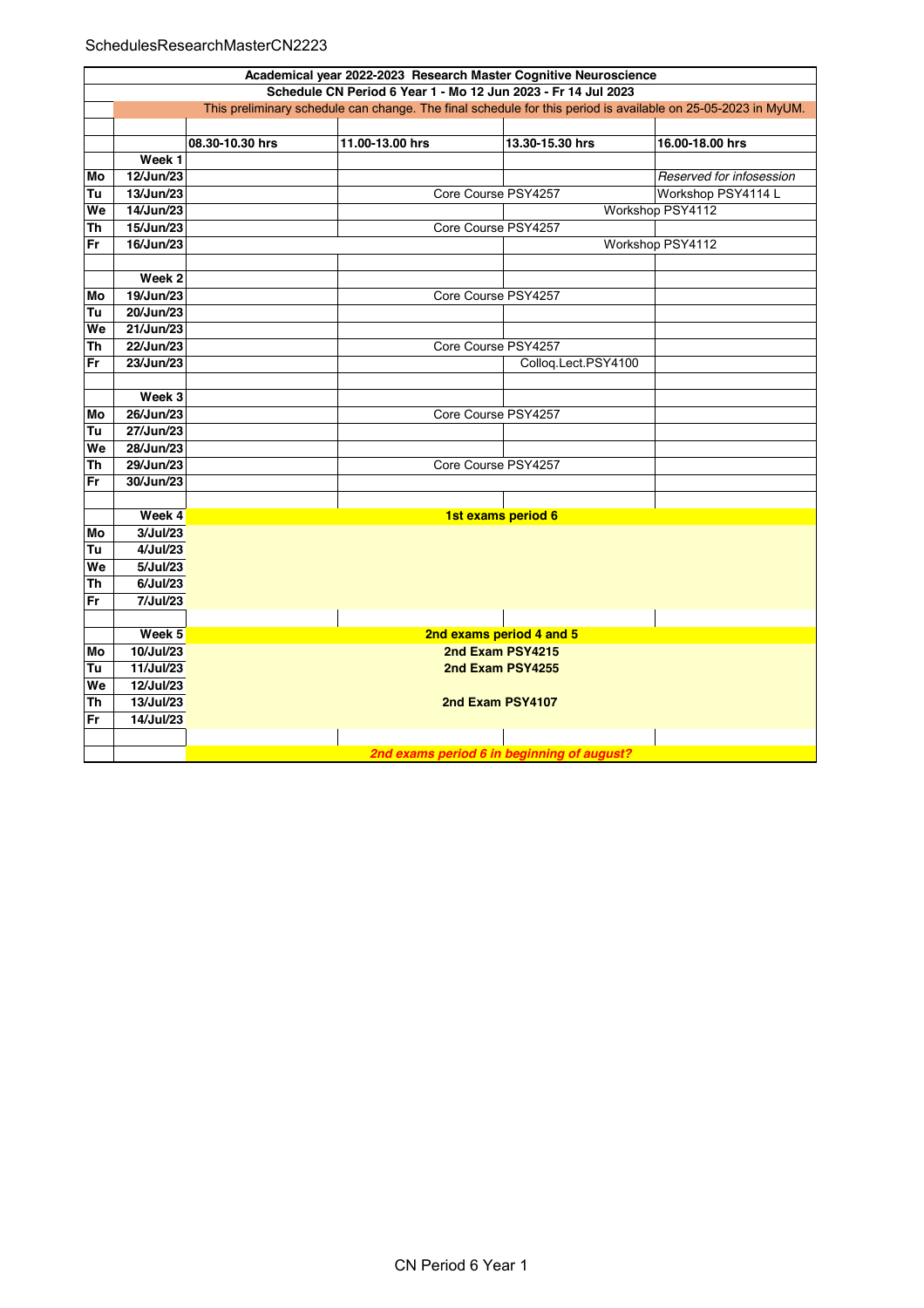| Academical year 2022-2023 Research Master Cognitive Neuroscience | | | | | |
|---|---|---|---|---|---|
| Schedule CN Period 6 Year 1 - Mo 12 Jun 2023 - Fr 14 Jul 2023 | | | | | |
| | This preliminary schedule can change. The final schedule for this period is available on 25-05-2023 in MyUM. | | | | |
| | | | | | |
| | | **08.30-10.30 hrs** | **11.00-13.00 hrs** | **13.30-15.30 hrs** | **16.00-18.00 hrs** |
| | **Week 1** | | | | |
| **Mo** | **12/Jun/23** | | | | *Reserved for infosession* |
| **Tu** | **13/Jun/23** | | Core Course PSY4257 | | Workshop PSY4114 L |
| **We** | **14/Jun/23** | | | Workshop PSY4112 | |
| **Th** | **15/Jun/23** | | Core Course PSY4257 | | |
| **Fr** | **16/Jun/23** | | | Workshop PSY4112 | |
| | | | | | |
| | **Week 2** | | | | |
| **Mo** | **19/Jun/23** | | Core Course PSY4257 | | |
| **Tu** | **20/Jun/23** | | | | |
| **We** | **21/Jun/23** | | | | |
| **Th** | **22/Jun/23** | | Core Course PSY4257 | | |
| **Fr** | **23/Jun/23** | | | Colloq.Lect.PSY4100 | |
| | | | | | |
| | **Week 3** | | | | |
| **Mo** | **26/Jun/23** | | Core Course PSY4257 | | |
| **Tu** | **27/Jun/23** | | | | |
| **We** | **28/Jun/23** | | | | |
| **Th** | **29/Jun/23** | | Core Course PSY4257 | | |
| **Fr** | **30/Jun/23** | | | | |
| | | | | | |
| | **Week 4** | **1st exams period 6** | | | |
| **Mo** | **3/Jul/23** | | | | |
| **Tu** | **4/Jul/23** | | | | |
| **We** | **5/Jul/23** | | | | |
| **Th** | **6/Jul/23** | | | | |
| **Fr** | **7/Jul/23** | | | | |
| | | | | | |
| | **Week 5** | **2nd exams period 4 and 5** | | | |
| **Mo** | **10/Jul/23** | **2nd Exam PSY4215** | | | |
| **Tu** | **11/Jul/23** | **2nd Exam PSY4255** | | | |
| **We** | **12/Jul/23** | | | | |
| **Th** | **13/Jul/23** | **2nd Exam PSY4107** | | | |
| **Fr** | **14/Jul/23** | | | | |
| | | | | | |
| | | ***2nd exams period 6 in beginning of august?*** | | | |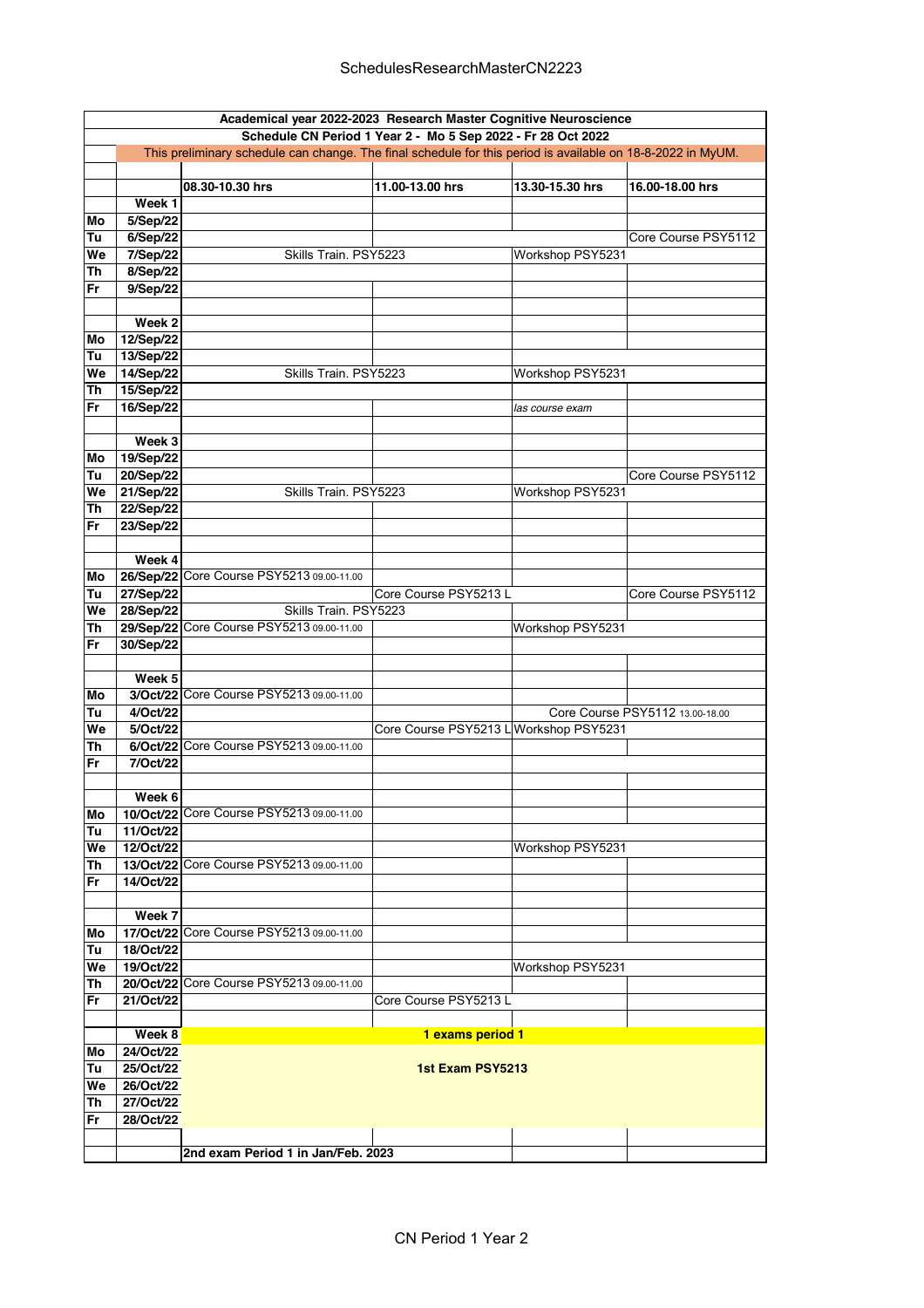| | | | | | |
|---|---|---|---|---|---|
| **Academical year 2022-2023 Research Master Cognitive Neuroscience** | | | | | |
| **Schedule CN Period 1 Year 2 - Mo 5 Sep 2022 - Fr 28 Oct 2022** | | | | | |
| This preliminary schedule can change. The final schedule for this period is available on 18-8-2022 in MyUM. | | | | | |
| | | **08.30-10.30 hrs** | **11.00-13.00 hrs** | **13.30-15.30 hrs** | **16.00-18.00 hrs** |
| | **Week 1** | | | | |
| **Mo** | **5/Sep/22** | | | | |
| **Tu** | **6/Sep/22** | | | | Core Course PSY5112 |
| **We** | **7/Sep/22** | Skills Train. PSY5223 | | Workshop PSY5231 | |
| **Th** | **8/Sep/22** | | | | |
| **Fr** | **9/Sep/22** | | | | |
| | **Week 2** | | | | |
| **Mo** | **12/Sep/22** | | | | |
| **Tu** | **13/Sep/22** | | | | |
| **We** | **14/Sep/22** | Skills Train. PSY5223 | | Workshop PSY5231 | |
| **Th** | **15/Sep/22** | | | | |
| **Fr** | **16/Sep/22** | | | *las course exam* | |
| | **Week 3** | | | | |
| **Mo** | **19/Sep/22** | | | | |
| **Tu** | **20/Sep/22** | | | | Core Course PSY5112 |
| **We** | **21/Sep/22** | Skills Train. PSY5223 | | Workshop PSY5231 | |
| **Th** | **22/Sep/22** | | | | |
| **Fr** | **23/Sep/22** | | | | |
| | **Week 4** | | | | |
| **Mo** | **26/Sep/22** | Core Course PSY5213 09.00-11.00 | | | |
| **Tu** | **27/Sep/22** | | Core Course PSY5213 L | | Core Course PSY5112 |
| **We** | **28/Sep/22** | Skills Train. PSY5223 | | | |
| **Th** | **29/Sep/22** | Core Course PSY5213 09.00-11.00 | | Workshop PSY5231 | |
| **Fr** | **30/Sep/22** | | | | |
| | **Week 5** | | | | |
| **Mo** | **3/Oct/22** | Core Course PSY5213 09.00-11.00 | | | |
| **Tu** | **4/Oct/22** | | | Core Course PSY5112 13.00-18.00 | |
| **We** | **5/Oct/22** | | Core Course PSY5213 L | Workshop PSY5231 | |
| **Th** | **6/Oct/22** | Core Course PSY5213 09.00-11.00 | | | |
| **Fr** | **7/Oct/22** | | | | |
| | **Week 6** | | | | |
| **Mo** | **10/Oct/22** | Core Course PSY5213 09.00-11.00 | | | |
| **Tu** | **11/Oct/22** | | | | |
| **We** | **12/Oct/22** | | | Workshop PSY5231 | |
| **Th** | **13/Oct/22** | Core Course PSY5213 09.00-11.00 | | | |
| **Fr** | **14/Oct/22** | | | | |
| | **Week 7** | | | | |
| **Mo** | **17/Oct/22** | Core Course PSY5213 09.00-11.00 | | | |
| **Tu** | **18/Oct/22** | | | | |
| **We** | **19/Oct/22** | | | Workshop PSY5231 | |
| **Th** | **20/Oct/22** | Core Course PSY5213 09.00-11.00 | | | |
| **Fr** | **21/Oct/22** | | Core Course PSY5213 L | | |
| | **Week 8** | **1 exams period 1** | | | |
| **Mo** | **24/Oct/22** | | | | |
| **Tu** | **25/Oct/22** | **1st Exam PSY5213** | | | |
| **We** | **26/Oct/22** | | | | |
| **Th** | **27/Oct/22** | | | | |
| **Fr** | **28/Oct/22** | | | | |
| | | **2nd exam Period 1 in Jan/Feb. 2023** | | | |